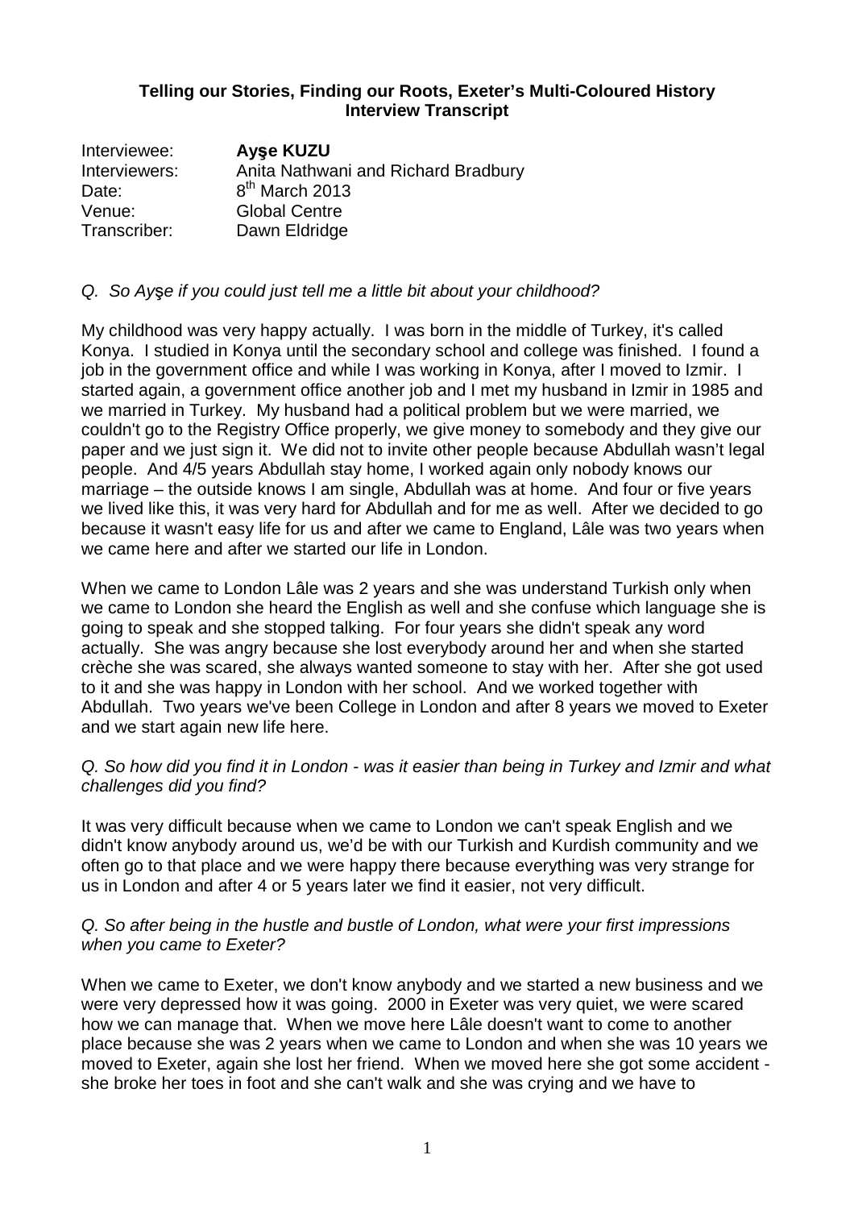**Telling our Stories, Finding our Roots, Exeter's Multi-Coloured History**
**Interview Transcript**

Interviewee: **Ayşe KUZU**
Interviewers: Anita Nathwani and Richard Bradbury
Date: 8th March 2013
Venue: Global Centre
Transcriber: Dawn Eldridge

*Q. So Ayşe if you could just tell me a little bit about your childhood?*

My childhood was very happy actually. I was born in the middle of Turkey, it's called Konya. I studied in Konya until the secondary school and college was finished. I found a job in the government office and while I was working in Konya, after I moved to Izmir. I started again, a government office another job and I met my husband in Izmir in 1985 and we married in Turkey. My husband had a political problem but we were married, we couldn't go to the Registry Office properly, we give money to somebody and they give our paper and we just sign it. We did not to invite other people because Abdullah wasn't legal people. And 4/5 years Abdullah stay home, I worked again only nobody knows our marriage – the outside knows I am single, Abdullah was at home. And four or five years we lived like this, it was very hard for Abdullah and for me as well. After we decided to go because it wasn't easy life for us and after we came to England, Lâle was two years when we came here and after we started our life in London.

When we came to London Lâle was 2 years and she was understand Turkish only when we came to London she heard the English as well and she confuse which language she is going to speak and she stopped talking. For four years she didn't speak any word actually. She was angry because she lost everybody around her and when she started crèche she was scared, she always wanted someone to stay with her. After she got used to it and she was happy in London with her school. And we worked together with Abdullah. Two years we've been College in London and after 8 years we moved to Exeter and we start again new life here.

*Q. So how did you find it in London - was it easier than being in Turkey and Izmir and what challenges did you find?*

It was very difficult because when we came to London we can't speak English and we didn't know anybody around us, we'd be with our Turkish and Kurdish community and we often go to that place and we were happy there because everything was very strange for us in London and after 4 or 5 years later we find it easier, not very difficult.

*Q. So after being in the hustle and bustle of London, what were your first impressions when you came to Exeter?*

When we came to Exeter, we don't know anybody and we started a new business and we were very depressed how it was going. 2000 in Exeter was very quiet, we were scared how we can manage that. When we move here Lâle doesn't want to come to another place because she was 2 years when we came to London and when she was 10 years we moved to Exeter, again she lost her friend. When we moved here she got some accident - she broke her toes in foot and she can't walk and she was crying and we have to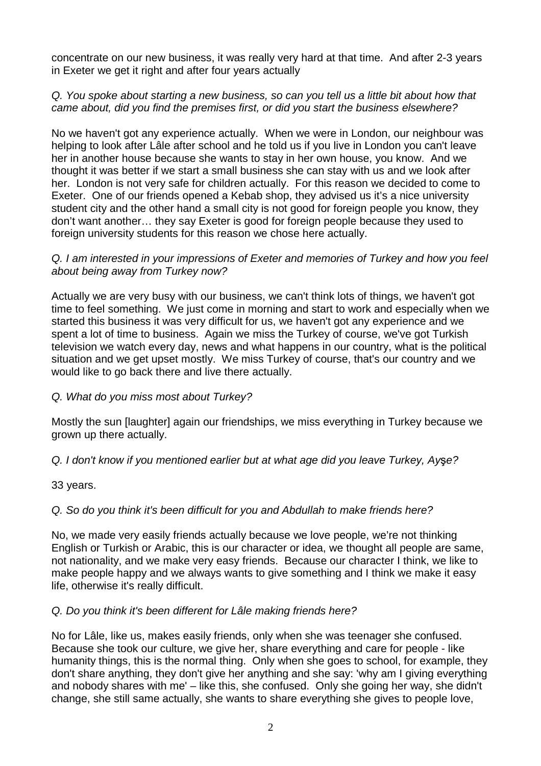concentrate on our new business, it was really very hard at that time. And after 2-3 years in Exeter we get it right and after four years actually

*Q. You spoke about starting a new business, so can you tell us a little bit about how that came about, did you find the premises first, or did you start the business elsewhere?*

No we haven't got any experience actually. When we were in London, our neighbour was helping to look after Lâle after school and he told us if you live in London you can't leave her in another house because she wants to stay in her own house, you know. And we thought it was better if we start a small business she can stay with us and we look after her. London is not very safe for children actually. For this reason we decided to come to Exeter. One of our friends opened a Kebab shop, they advised us it's a nice university student city and the other hand a small city is not good for foreign people you know, they don't want another… they say Exeter is good for foreign people because they used to foreign university students for this reason we chose here actually.

*Q. I am interested in your impressions of Exeter and memories of Turkey and how you feel about being away from Turkey now?*

Actually we are very busy with our business, we can't think lots of things, we haven't got time to feel something. We just come in morning and start to work and especially when we started this business it was very difficult for us, we haven't got any experience and we spent a lot of time to business. Again we miss the Turkey of course, we've got Turkish television we watch every day, news and what happens in our country, what is the political situation and we get upset mostly. We miss Turkey of course, that's our country and we would like to go back there and live there actually.

*Q. What do you miss most about Turkey?*

Mostly the sun [laughter] again our friendships, we miss everything in Turkey because we grown up there actually.

*Q. I don't know if you mentioned earlier but at what age did you leave Turkey, Ayşe?*

33 years.

*Q. So do you think it's been difficult for you and Abdullah to make friends here?*

No, we made very easily friends actually because we love people, we're not thinking English or Turkish or Arabic, this is our character or idea, we thought all people are same, not nationality, and we make very easy friends. Because our character I think, we like to make people happy and we always wants to give something and I think we make it easy life, otherwise it's really difficult.

*Q. Do you think it's been different for Lâle making friends here?*

No for Lâle, like us, makes easily friends, only when she was teenager she confused. Because she took our culture, we give her, share everything and care for people - like humanity things, this is the normal thing. Only when she goes to school, for example, they don't share anything, they don't give her anything and she say: 'why am I giving everything and nobody shares with me' – like this, she confused. Only she going her way, she didn't change, she still same actually, she wants to share everything she gives to people love,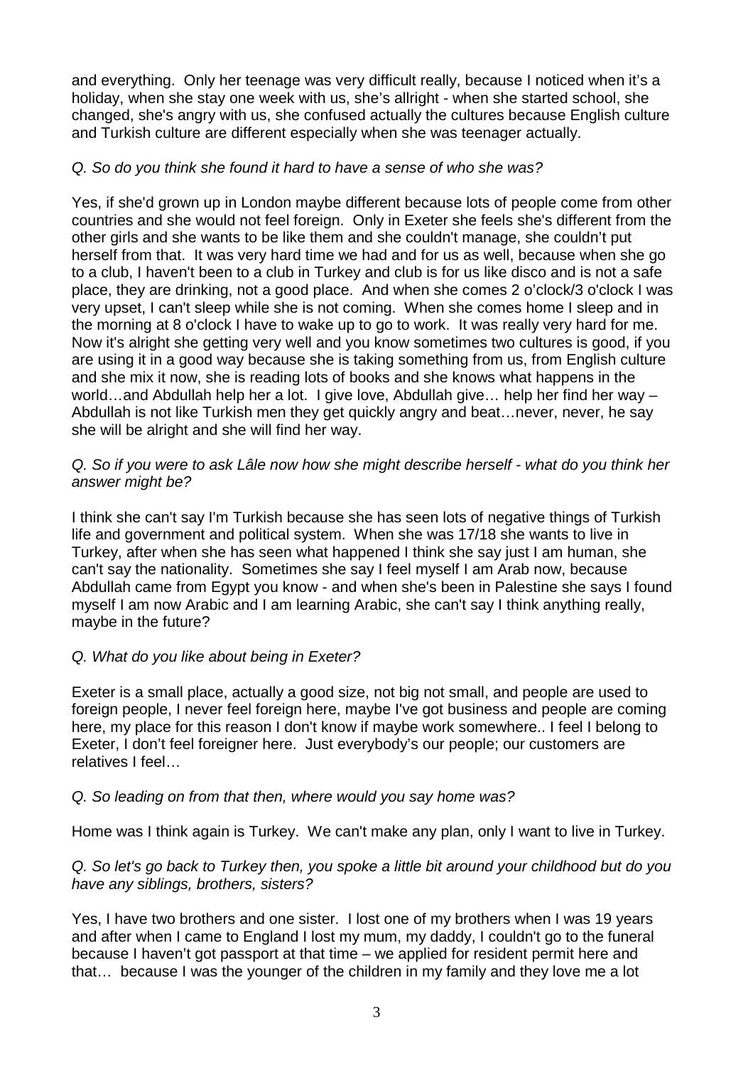and everything. Only her teenage was very difficult really, because I noticed when it's a holiday, when she stay one week with us, she's allright - when she started school, she changed, she's angry with us, she confused actually the cultures because English culture and Turkish culture are different especially when she was teenager actually.

*Q. So do you think she found it hard to have a sense of who she was?*

Yes, if she'd grown up in London maybe different because lots of people come from other countries and she would not feel foreign. Only in Exeter she feels she's different from the other girls and she wants to be like them and she couldn't manage, she couldn't put herself from that. It was very hard time we had and for us as well, because when she go to a club, I haven't been to a club in Turkey and club is for us like disco and is not a safe place, they are drinking, not a good place. And when she comes 2 o'clock/3 o'clock I was very upset, I can't sleep while she is not coming. When she comes home I sleep and in the morning at 8 o'clock I have to wake up to go to work. It was really very hard for me. Now it's alright she getting very well and you know sometimes two cultures is good, if you are using it in a good way because she is taking something from us, from English culture and she mix it now, she is reading lots of books and she knows what happens in the world…and Abdullah help her a lot. I give love, Abdullah give… help her find her way – Abdullah is not like Turkish men they get quickly angry and beat…never, never, he say she will be alright and she will find her way.

*Q. So if you were to ask Lâle now how she might describe herself - what do you think her answer might be?*

I think she can't say I'm Turkish because she has seen lots of negative things of Turkish life and government and political system. When she was 17/18 she wants to live in Turkey, after when she has seen what happened I think she say just I am human, she can't say the nationality. Sometimes she say I feel myself I am Arab now, because Abdullah came from Egypt you know - and when she's been in Palestine she says I found myself I am now Arabic and I am learning Arabic, she can't say I think anything really, maybe in the future?

*Q. What do you like about being in Exeter?*

Exeter is a small place, actually a good size, not big not small, and people are used to foreign people, I never feel foreign here, maybe I've got business and people are coming here, my place for this reason I don't know if maybe work somewhere.. I feel I belong to Exeter, I don't feel foreigner here. Just everybody's our people; our customers are relatives I feel…

*Q. So leading on from that then, where would you say home was?*

Home was I think again is Turkey. We can't make any plan, only I want to live in Turkey.

*Q. So let's go back to Turkey then, you spoke a little bit around your childhood but do you have any siblings, brothers, sisters?*

Yes, I have two brothers and one sister. I lost one of my brothers when I was 19 years and after when I came to England I lost my mum, my daddy, I couldn't go to the funeral because I haven't got passport at that time – we applied for resident permit here and that… because I was the younger of the children in my family and they love me a lot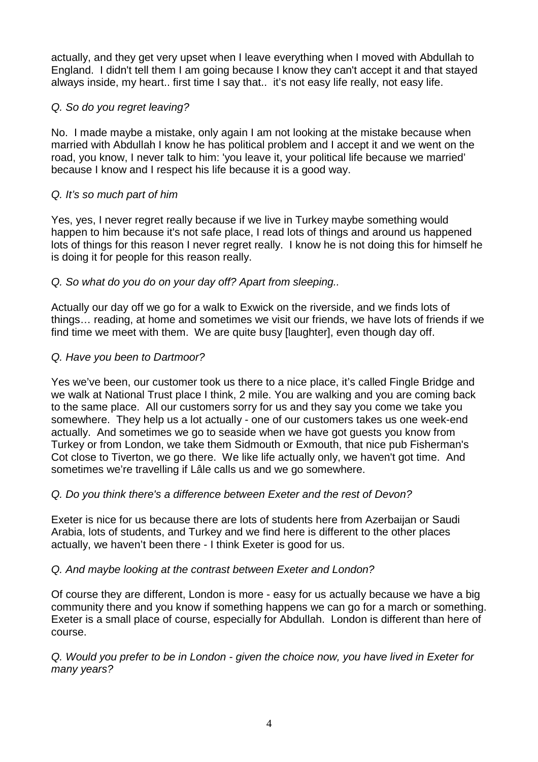actually, and they get very upset when I leave everything when I moved with Abdullah to England. I didn't tell them I am going because I know they can't accept it and that stayed always inside, my heart.. first time I say that.. it's not easy life really, not easy life.

*Q. So do you regret leaving?*

No. I made maybe a mistake, only again I am not looking at the mistake because when married with Abdullah I know he has political problem and I accept it and we went on the road, you know, I never talk to him: 'you leave it, your political life because we married' because I know and I respect his life because it is a good way.

*Q. It's so much part of him*

Yes, yes, I never regret really because if we live in Turkey maybe something would happen to him because it's not safe place, I read lots of things and around us happened lots of things for this reason I never regret really. I know he is not doing this for himself he is doing it for people for this reason really.

*Q. So what do you do on your day off? Apart from sleeping..*

Actually our day off we go for a walk to Exwick on the riverside, and we finds lots of things… reading, at home and sometimes we visit our friends, we have lots of friends if we find time we meet with them. We are quite busy [laughter], even though day off.

*Q. Have you been to Dartmoor?*

Yes we've been, our customer took us there to a nice place, it's called Fingle Bridge and we walk at National Trust place I think, 2 mile. You are walking and you are coming back to the same place. All our customers sorry for us and they say you come we take you somewhere. They help us a lot actually - one of our customers takes us one week-end actually. And sometimes we go to seaside when we have got guests you know from Turkey or from London, we take them Sidmouth or Exmouth, that nice pub Fisherman's Cot close to Tiverton, we go there. We like life actually only, we haven't got time. And sometimes we're travelling if Lâle calls us and we go somewhere.

*Q. Do you think there's a difference between Exeter and the rest of Devon?*

Exeter is nice for us because there are lots of students here from Azerbaijan or Saudi Arabia, lots of students, and Turkey and we find here is different to the other places actually, we haven't been there - I think Exeter is good for us.

*Q. And maybe looking at the contrast between Exeter and London?*

Of course they are different, London is more - easy for us actually because we have a big community there and you know if something happens we can go for a march or something. Exeter is a small place of course, especially for Abdullah. London is different than here of course.

*Q. Would you prefer to be in London - given the choice now, you have lived in Exeter for many years?*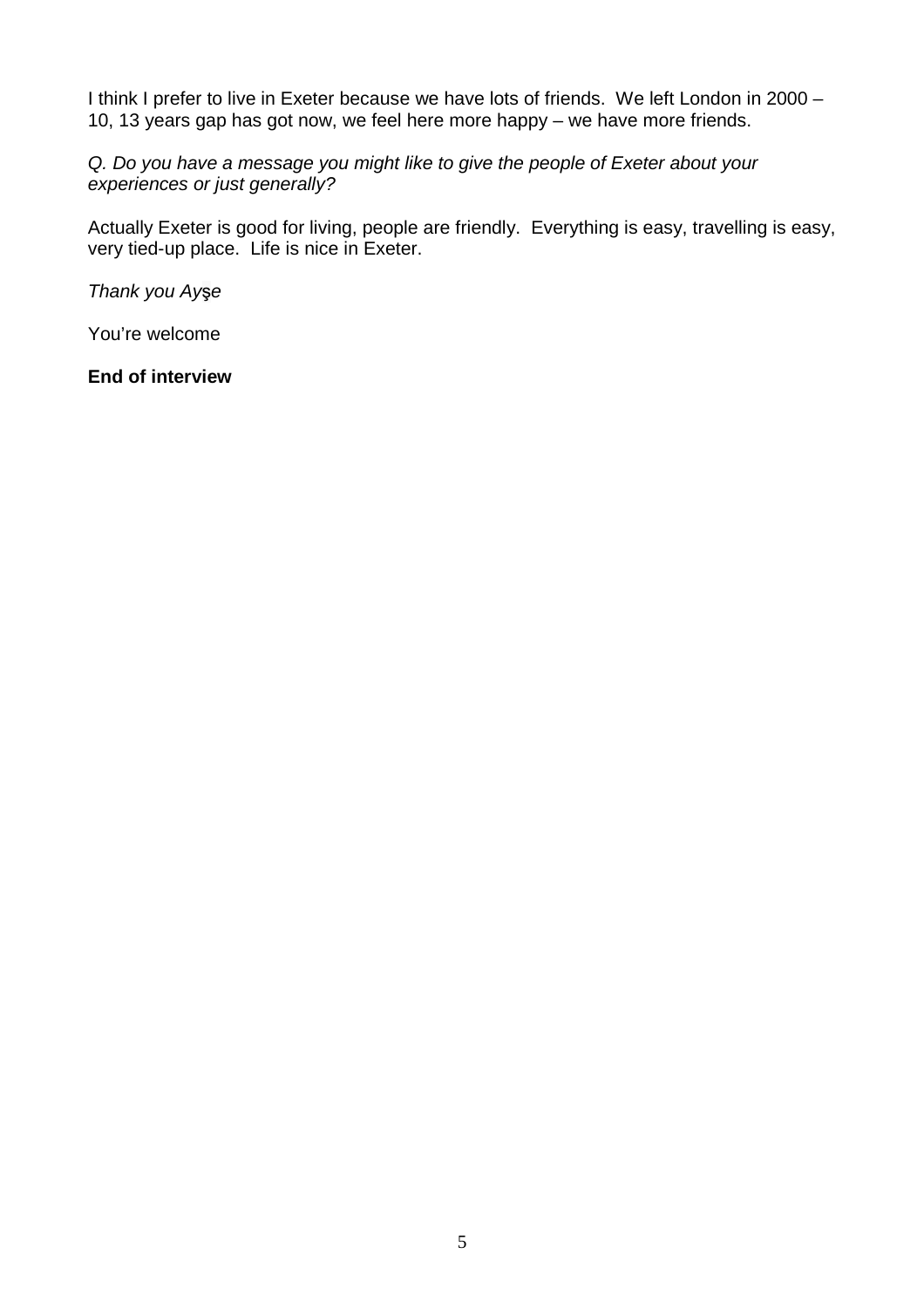I think I prefer to live in Exeter because we have lots of friends.  We left London in 2000 – 10, 13 years gap has got now, we feel here more happy – we have more friends.

*Q. Do you have a message you might like to give the people of Exeter about your experiences or just generally?*

Actually Exeter is good for living, people are friendly.  Everything is easy, travelling is easy, very tied-up place.  Life is nice in Exeter.

*Thank you Ayşe*

You're welcome

**End of interview**